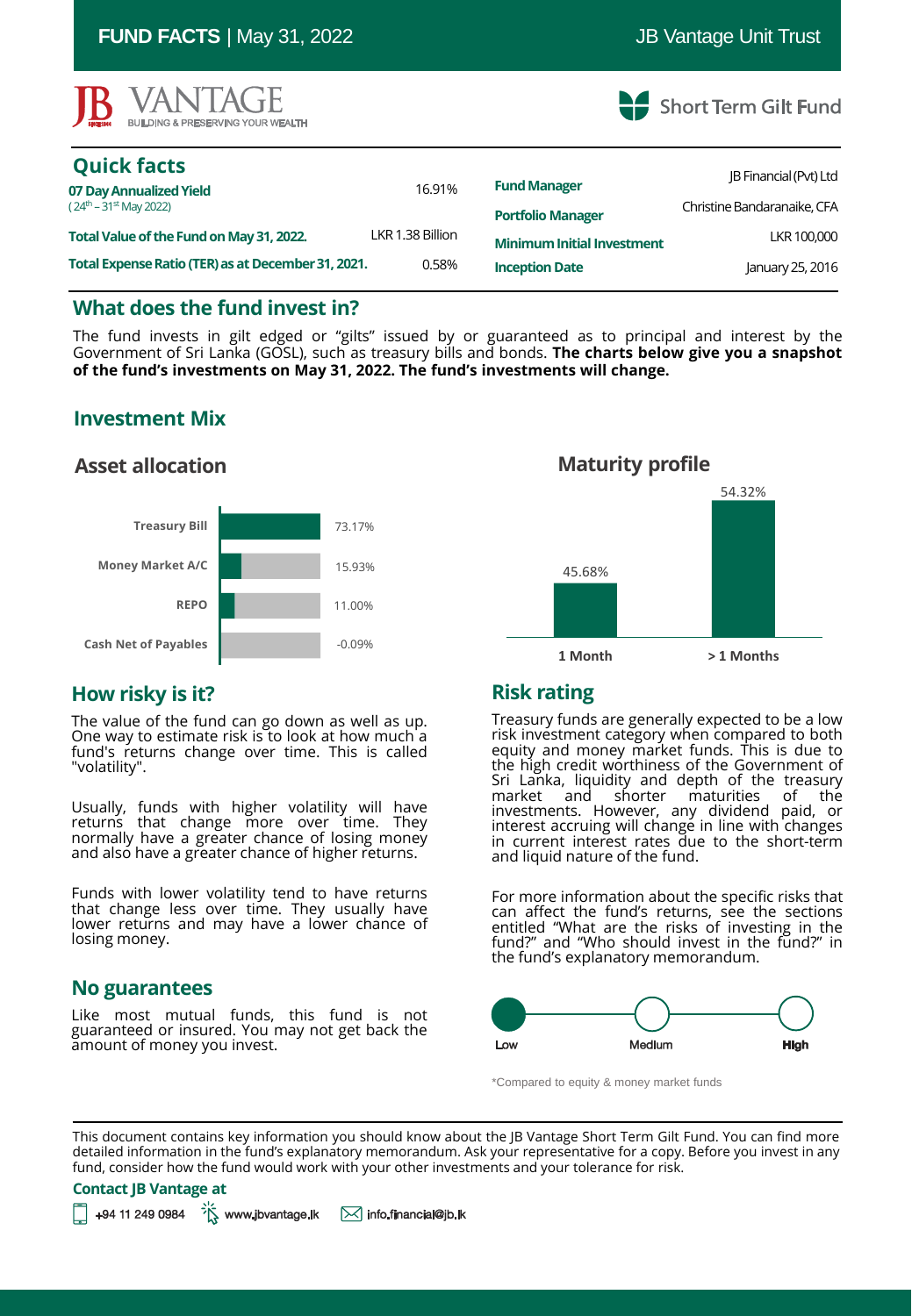**FUND FACTS** | May 31, 2022 — JB Vantage Unit Trust

JB VANTAGE — BUILDING & PRESERVING YOUR WEALTH

Short Term Gilt Fund

## Quick facts

| | |
|---|---|
| **07 Day Annualized Yield** (24th – 31st May 2022) | 16.91% |
| **Total Value of the Fund on May 31, 2022.** | LKR 1.38 Billion |
| **Total Expense Ratio (TER) as at December 31, 2021.** | 0.58% |
| **Fund Manager** | JB Financial (Pvt) Ltd |
| **Portfolio Manager** | Christine Bandaranaike, CFA |
| **Minimum Initial Investment** | LKR 100,000 |
| **Inception Date** | January 25, 2016 |

## What does the fund invest in?

The fund invests in gilt edged or "gilts" issued by or guaranteed as to principal and interest by the Government of Sri Lanka (GOSL), such as treasury bills and bonds. **The charts below give you a snapshot of the fund's investments on May 31, 2022. The fund's investments will change.**

## Investment Mix

### Asset allocation

| Asset | Allocation |
|---|---|
| Treasury Bill | 73.17% |
| Money Market A/C | 15.93% |
| REPO | 11.00% |
| Cash Net of Payables | -0.09% |

### Maturity profile

| Maturity | Allocation |
|---|---|
| 1 Month | 45.68% |
| > 1 Months | 54.32% |

## How risky is it?

The value of the fund can go down as well as up. One way to estimate risk is to look at how much a fund's returns change over time. This is called "volatility".

Usually, funds with higher volatility will have returns that change more over time. They normally have a greater chance of losing money and also have a greater chance of higher returns.

Funds with lower volatility tend to have returns that change less over time. They usually have lower returns and may have a lower chance of losing money.

## No guarantees

Like most mutual funds, this fund is not guaranteed or insured. You may not get back the amount of money you invest.

## Risk rating

Treasury funds are generally expected to be a low risk investment category when compared to both equity and money market funds. This is due to the high credit worthiness of the Government of Sri Lanka, liquidity and depth of the treasury market and shorter maturities of the investments. However, any dividend paid, or interest accruing will change in line with changes in current interest rates due to the short-term and liquid nature of the fund.

For more information about the specific risks that can affect the fund's returns, see the sections entitled "What are the risks of investing in the fund?" and "Who should invest in the fund?" in the fund's explanatory memorandum.

Low (selected) — Medium — High

*Compared to equity & money market funds

---

This document contains key information you should know about the JB Vantage Short Term Gilt Fund. You can find more detailed information in the fund's explanatory memorandum. Ask your representative for a copy. Before you invest in any fund, consider how the fund would work with your other investments and your tolerance for risk.

**Contact JB Vantage at**

+94 11 249 0984 | www.jbvantage.lk | info.financial@jb.lk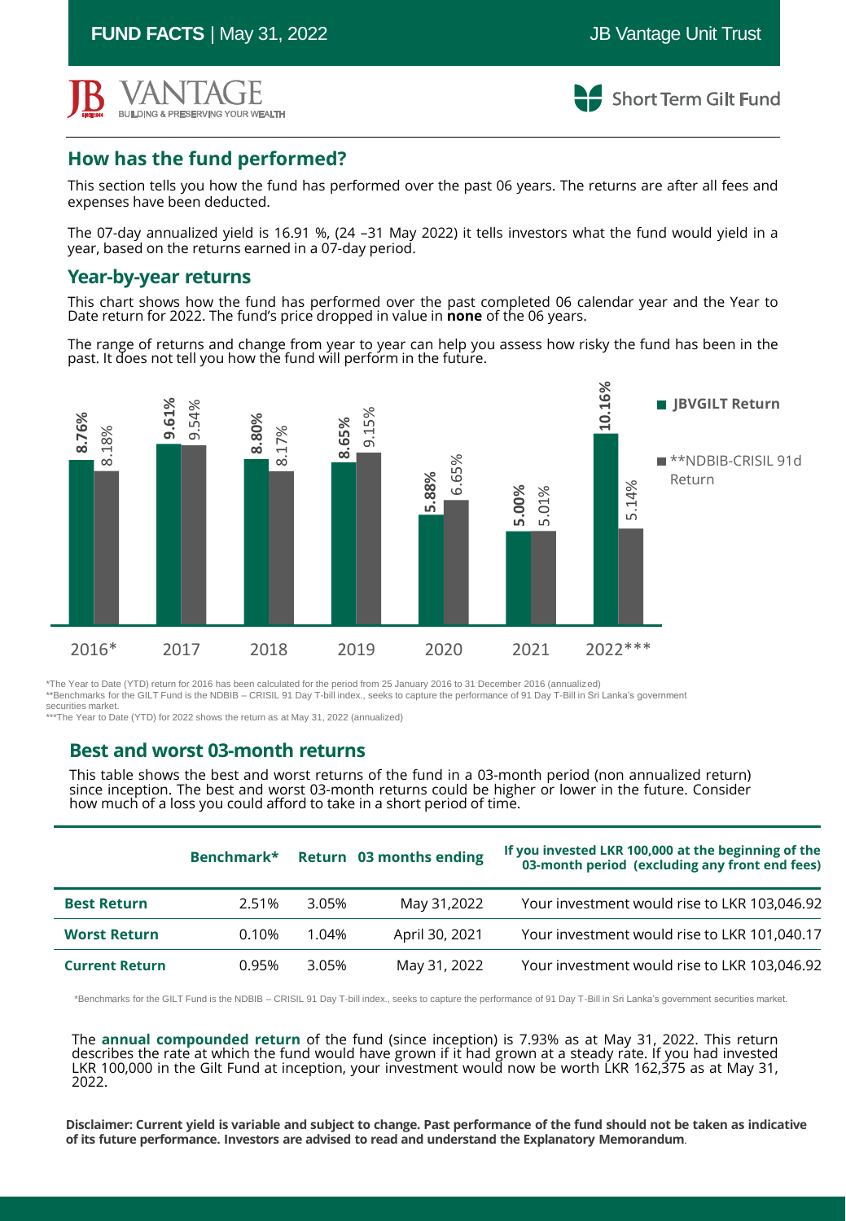# How has the fund performed?

This section tells you how the fund has performed over the past 06 years. The returns are after all fees and expenses have been deducted.

The 07-day annualized yield is 16.91 %, (24 –31 May 2022) it tells investors what the fund would yield in a year, based on the returns earned in a 07-day period.

## Year-by-year returns

This chart shows how the fund has performed over the past completed 06 calendar year and the Year to Date return for 2022. The fund's price dropped in value in **none** of the 06 years.

The range of returns and change from year to year can help you assess how risky the fund has been in the past. It does not tell you how the fund will perform in the future.

| Year | JBVGILT Return | **NDBIB-CRISIL 91d Return |
|---|---|---|
| 2016* | 8.76% | 8.18% |
| 2017 | 9.61% | 9.54% |
| 2018 | 8.80% | 8.17% |
| 2019 | 8.65% | 9.15% |
| 2020 | 5.88% | 6.65% |
| 2021 | 5.00% | 5.01% |
| 2022*** | 10.16% | 5.14% |

*The Year to Date (YTD) return for 2016 has been calculated for the period from 25 January 2016 to 31 December 2016 (annualized)
**Benchmarks for the GILT Fund is the NDBIB – CRISIL 91 Day T-bill index., seeks to capture the performance of 91 Day T-Bill in Sri Lanka's government securities market.
***The Year to Date (YTD) for 2022 shows the return as at May 31, 2022 (annualized)

## Best and worst 03-month returns

This table shows the best and worst returns of the fund in a 03-month period (non annualized return) since inception. The best and worst 03-month returns could be higher or lower in the future. Consider how much of a loss you could afford to take in a short period of time.

| | Benchmark* | Return | 03 months ending | If you invested LKR 100,000 at the beginning of the 03-month period (excluding any front end fees) |
|---|---|---|---|---|
| **Best Return** | 2.51% | 3.05% | May 31,2022 | Your investment would rise to LKR 103,046.92 |
| **Worst Return** | 0.10% | 1.04% | April 30, 2021 | Your investment would rise to LKR 101,040.17 |
| **Current Return** | 0.95% | 3.05% | May 31, 2022 | Your investment would rise to LKR 103,046.92 |

*Benchmarks for the GILT Fund is the NDBIB – CRISIL 91 Day T-bill index., seeks to capture the performance of 91 Day T-Bill in Sri Lanka's government securities market.

The **annual compounded return** of the fund (since inception) is 7.93% as at May 31, 2022. This return describes the rate at which the fund would have grown if it had grown at a steady rate. If you had invested LKR 100,000 in the Gilt Fund at inception, your investment would now be worth LKR 162,375 as at May 31, 2022.

**Disclaimer: Current yield is variable and subject to change. Past performance of the fund should not be taken as indicative of its future performance. Investors are advised to read and understand the Explanatory Memorandum**.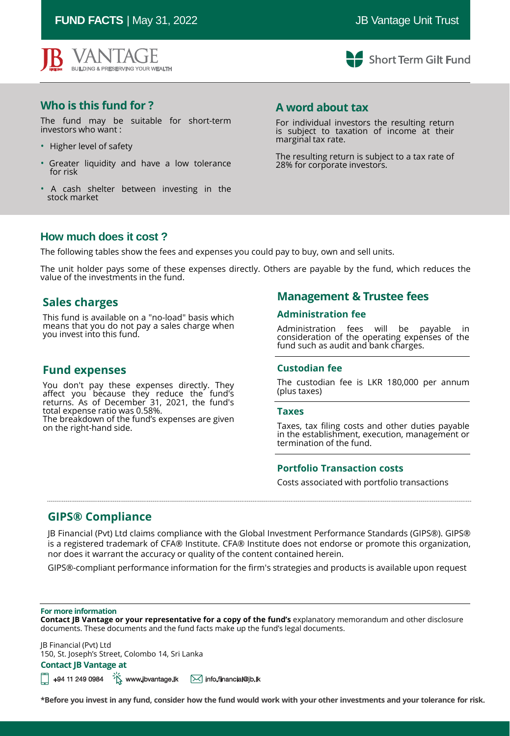**FUND FACTS** | May 31, 2022

JB Vantage Unit Trust

JB VANTAGE
BUILDING & PRESERVING YOUR WEALTH

Short Term Gilt Fund

## Who is this fund for ?

The fund may be suitable for short-term investors who want :

- Higher level of safety
- Greater liquidity and have a low tolerance for risk
- A cash shelter between investing in the stock market

## A word about tax

For individual investors the resulting return is subject to taxation of income at their marginal tax rate.

The resulting return is subject to a tax rate of 28% for corporate investors.

## How much does it cost ?

The following tables show the fees and expenses you could pay to buy, own and sell units.

The unit holder pays some of these expenses directly. Others are payable by the fund, which reduces the value of the investments in the fund.

### Sales charges

This fund is available on a "no-load" basis which means that you do not pay a sales charge when you invest into this fund.

### Fund expenses

You don't pay these expenses directly. They affect you because they reduce the fund's returns. As of December 31, 2021, the fund's total expense ratio was 0.58%.
The breakdown of the fund's expenses are given on the right-hand side.

### Management & Trustee fees

#### Administration fee

Administration fees will be payable in consideration of the operating expenses of the fund such as audit and bank charges.

#### Custodian fee

The custodian fee is LKR 180,000 per annum (plus taxes)

#### Taxes

Taxes, tax filing costs and other duties payable in the establishment, execution, management or termination of the fund.

#### Portfolio Transaction costs

Costs associated with portfolio transactions

## GIPS® Compliance

JB Financial (Pvt) Ltd claims compliance with the Global Investment Performance Standards (GIPS®). GIPS® is a registered trademark of CFA® Institute. CFA® Institute does not endorse or promote this organization, nor does it warrant the accuracy or quality of the content contained herein.

GIPS®-compliant performance information for the firm's strategies and products is available upon request

**For more information**
**Contact JB Vantage or your representative for a copy of the fund's** explanatory memorandum and other disclosure documents. These documents and the fund facts make up the fund's legal documents.

JB Financial (Pvt) Ltd
150, St. Joseph's Street, Colombo 14, Sri Lanka

**Contact JB Vantage at**

+94 11 249 0984 www.jbvantage.lk info.financial@jb.lk

**\*Before you invest in any fund, consider how the fund would work with your other investments and your tolerance for risk.**